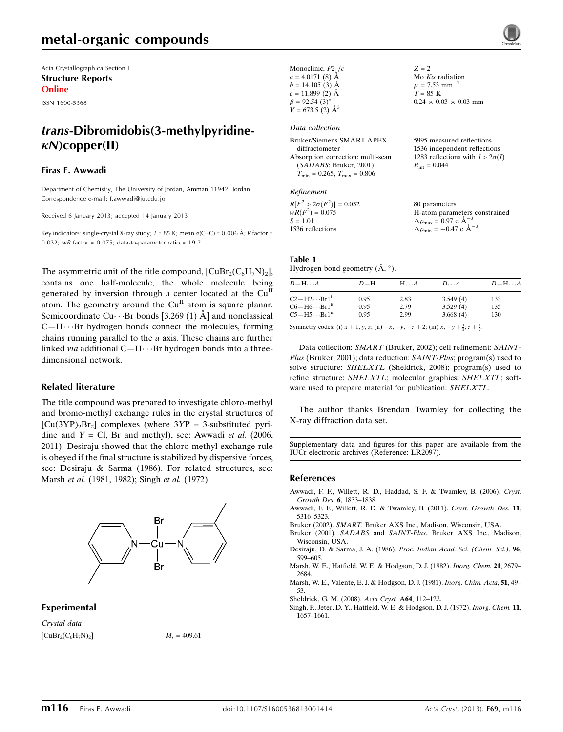# metal-organic compounds

Acta Crystallographica Section E
**Structure Reports Online**
ISSN 1600-5368

## *trans*-Dibromidobis(3-methylpyridine-$\kappa N$)copper(II)

**Firas F. Awwadi**

Department of Chemistry, The University of Jordan, Amman 11942, Jordan
Correspondence e-mail: f.awwadi@ju.edu.jo

Received 6 January 2013; accepted 14 January 2013

Key indicators: single-crystal X-ray study; $T$ = 85 K; mean $\sigma$(C–C) = 0.006 Å; $R$ factor = 0.032; $wR$ factor = 0.075; data-to-parameter ratio = 19.2.

The asymmetric unit of the title compound, $[CuBr_2(C_6H_7N)_2]$, contains one half-molecule, the whole molecule being generated by inversion through a center located at the $Cu^{II}$ atom. The geometry around the $Cu^{II}$ atom is square planar. Semicoordinate Cu$\cdots$Br bonds [3.269 (1) Å] and nonclassical C—H$\cdots$Br hydrogen bonds connect the molecules, forming chains running parallel to the $a$ axis. These chains are further linked *via* additional C—H$\cdots$Br hydrogen bonds into a three-dimensional network.

### Related literature

The title compound was prepared to investigate chloro-methyl and bromo-methyl exchange rules in the crystal structures of $[Cu(3YP)_2Br_2]$ complexes (where 3$YP$ = 3-substituted pyridine and $Y$ = Cl, Br and methyl), see: Awwadi *et al.* (2006, 2011). Desiraju showed that the chloro-methyl exchange rule is obeyed if the final structure is stabilized by dispersive forces, see: Desiraju & Sarma (1986). For related structures, see: Marsh *et al.* (1981, 1982); Singh *et al.* (1972).

### Experimental

*Crystal data*

$[CuBr_2(C_6H_7N)_2]$
$M_r$ = 409.61
Monoclinic, $P2_1/c$
$a$ = 4.0171 (8) Å
$b$ = 14.105 (3) Å
$c$ = 11.899 (2) Å
$\beta$ = 92.54 (3)°
$V$ = 673.5 (2) Å$^3$
$Z$ = 2
Mo $K\alpha$ radiation
$\mu$ = 7.53 mm$^{-1}$
$T$ = 85 K
0.24 × 0.03 × 0.03 mm

*Data collection*

Bruker/Siemens SMART APEX diffractometer
Absorption correction: multi-scan (*SADABS*; Bruker, 2001)
$T_{min}$ = 0.265, $T_{max}$ = 0.806
5995 measured reflections
1536 independent reflections
1283 reflections with $I > 2\sigma(I)$
$R_{int}$ = 0.044

*Refinement*

$R[F^2 > 2\sigma(F^2)]$ = 0.032
$wR(F^2)$ = 0.075
$S$ = 1.01
1536 reflections
80 parameters
H-atom parameters constrained
$\Delta\rho_{max}$ = 0.97 e Å$^{-3}$
$\Delta\rho_{min}$ = −0.47 e Å$^{-3}$

**Table 1**
Hydrogen-bond geometry (Å, °).

| $D$—H$\cdots$$A$ | $D$—H | H$\cdots$$A$ | $D\cdots A$ | $D$—H$\cdots$$A$ |
|---|---|---|---|---|
| C2—H2$\cdots$Br1$^{i}$ | 0.95 | 2.83 | 3.549 (4) | 133 |
| C6—H6$\cdots$Br1$^{ii}$ | 0.95 | 2.79 | 3.529 (4) | 135 |
| C5—H5$\cdots$Br1$^{iii}$ | 0.95 | 2.99 | 3.668 (4) | 130 |

Symmetry codes: (i) $x+1, y, z$; (ii) $-x, -y, -z+2$; (iii) $x, -y+\frac{1}{2}, z+\frac{1}{2}$.

Data collection: *SMART* (Bruker, 2002); cell refinement: *SAINT-Plus* (Bruker, 2001); data reduction: *SAINT-Plus*; program(s) used to solve structure: *SHELXTL* (Sheldrick, 2008); program(s) used to refine structure: *SHELXTL*; molecular graphics: *SHELXTL*; software used to prepare material for publication: *SHELXTL*.

The author thanks Brendan Twamley for collecting the X-ray diffraction data set.

Supplementary data and figures for this paper are available from the IUCr electronic archives (Reference: LR2097).

### References

Awwadi, F. F., Willett, R. D., Haddad, S. F. & Twamley, B. (2006). *Cryst. Growth Des.* **6**, 1833–1838.

Awwadi, F. F., Willett, R. D. & Twamley, B. (2011). *Cryst. Growth Des.* **11**, 5316–5323.

Bruker (2002). *SMART*. Bruker AXS Inc., Madison, Wisconsin, USA.

Bruker (2001). *SADABS* and *SAINT-Plus*. Bruker AXS Inc., Madison, Wisconsin, USA.

Desiraju, D. & Sarma, J. A. (1986). *Proc. Indian Acad. Sci. (Chem. Sci.)*, **96**, 599–605.

Marsh, W. E., Hatfield, W. E. & Hodgson, D. J. (1982). *Inorg. Chem.* **21**, 2679–2684.

Marsh, W. E., Valente, E. J. & Hodgson, D. J. (1981). *Inorg. Chim. Acta*, **51**, 49–53.

Sheldrick, G. M. (2008). *Acta Cryst.* A**64**, 112–122.

Singh, P., Jeter, D. Y., Hatfield, W. E. & Hodgson, D. J. (1972). *Inorg. Chem.* **11**, 1657–1661.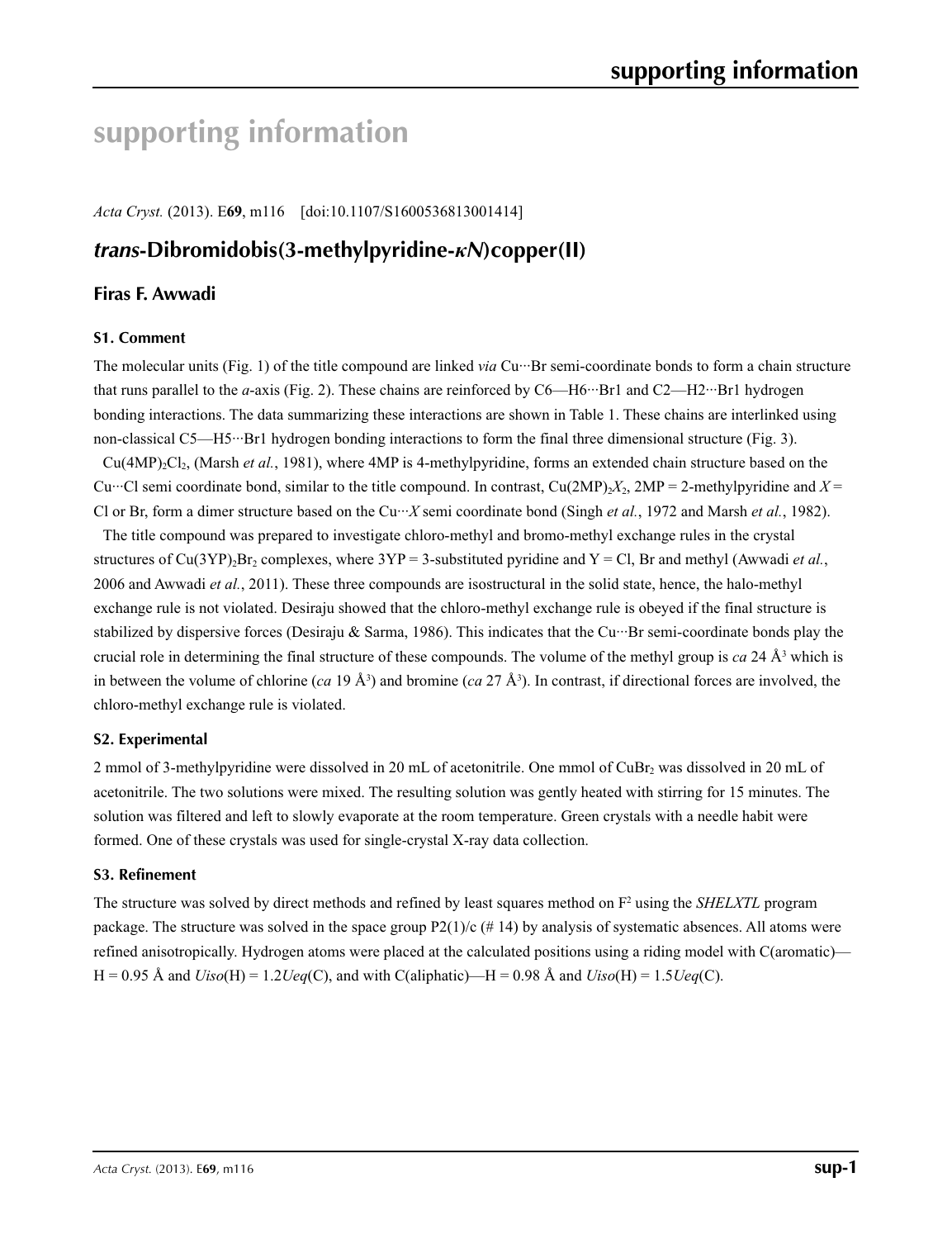# supporting information

*Acta Cryst.* (2013). E**69**, m116 [doi:10.1107/S1600536813001414]

## *trans*-Dibromidobis(3-methylpyridine-*κN*)copper(II)

### Firas F. Awwadi

#### S1. Comment

The molecular units (Fig. 1) of the title compound are linked *via* Cu···Br semi-coordinate bonds to form a chain structure that runs parallel to the *a*-axis (Fig. 2). These chains are reinforced by C6—H6···Br1 and C2—H2···Br1 hydrogen bonding interactions. The data summarizing these interactions are shown in Table 1. These chains are interlinked using non-classical C5—H5···Br1 hydrogen bonding interactions to form the final three dimensional structure (Fig. 3).

$Cu(4MP)_2Cl_2$, (Marsh *et al.*, 1981), where 4MP is 4-methylpyridine, forms an extended chain structure based on the Cu···Cl semi coordinate bond, similar to the title compound. In contrast, $Cu(2MP)_2X_2$, 2MP = 2-methylpyridine and *X* = Cl or Br, form a dimer structure based on the Cu···*X* semi coordinate bond (Singh *et al.*, 1972 and Marsh *et al.*, 1982).

The title compound was prepared to investigate chloro-methyl and bromo-methyl exchange rules in the crystal structures of $Cu(3YP)_2Br_2$ complexes, where 3YP = 3-substituted pyridine and Y = Cl, Br and methyl (Awwadi *et al.*, 2006 and Awwadi *et al.*, 2011). These three compounds are isostructural in the solid state, hence, the halo-methyl exchange rule is not violated. Desiraju showed that the chloro-methyl exchange rule is obeyed if the final structure is stabilized by dispersive forces (Desiraju & Sarma, 1986). This indicates that the Cu···Br semi-coordinate bonds play the crucial role in determining the final structure of these compounds. The volume of the methyl group is *ca* 24 $Å^3$ which is in between the volume of chlorine (*ca* 19 $Å^3$) and bromine (*ca* 27 $Å^3$). In contrast, if directional forces are involved, the chloro-methyl exchange rule is violated.

#### S2. Experimental

2 mmol of 3-methylpyridine were dissolved in 20 mL of acetonitrile. One mmol of $CuBr_2$ was dissolved in 20 mL of acetonitrile. The two solutions were mixed. The resulting solution was gently heated with stirring for 15 minutes. The solution was filtered and left to slowly evaporate at the room temperature. Green crystals with a needle habit were formed. One of these crystals was used for single-crystal X-ray data collection.

#### S3. Refinement

The structure was solved by direct methods and refined by least squares method on $F^2$ using the *SHELXTL* program package. The structure was solved in the space group P2(1)/c (# 14) by analysis of systematic absences. All atoms were refined anisotropically. Hydrogen atoms were placed at the calculated positions using a riding model with C(aromatic)—H = 0.95 Å and $U_{iso}$(H) = 1.2$U_{eq}$(C), and with C(aliphatic)—H = 0.98 Å and $U_{iso}$(H) = 1.5$U_{eq}$(C).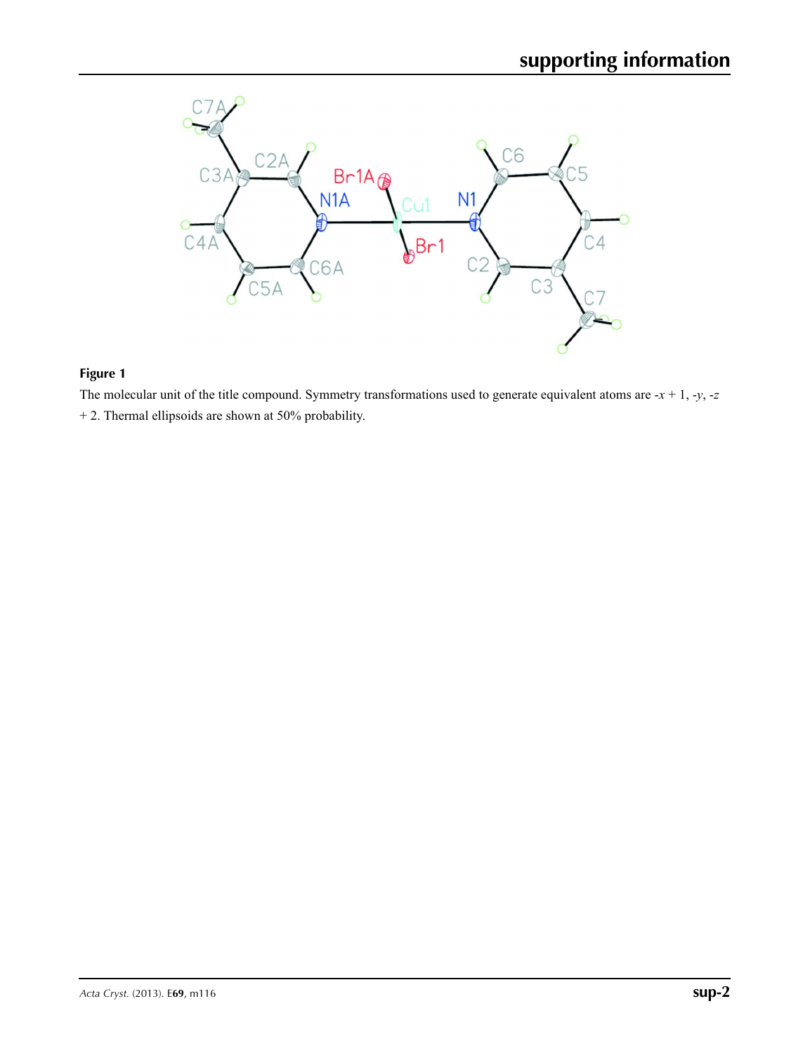**Figure 1**

The molecular unit of the title compound. Symmetry transformations used to generate equivalent atoms are $-x + 1$, $-y$, $-z + 2$. Thermal ellipsoids are shown at 50% probability.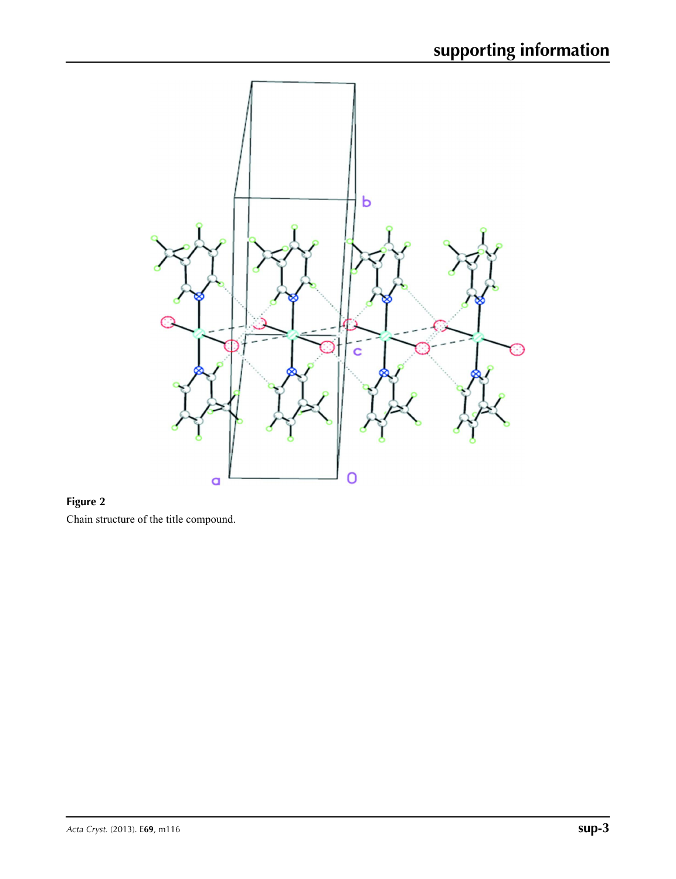**Figure 2**

Chain structure of the title compound.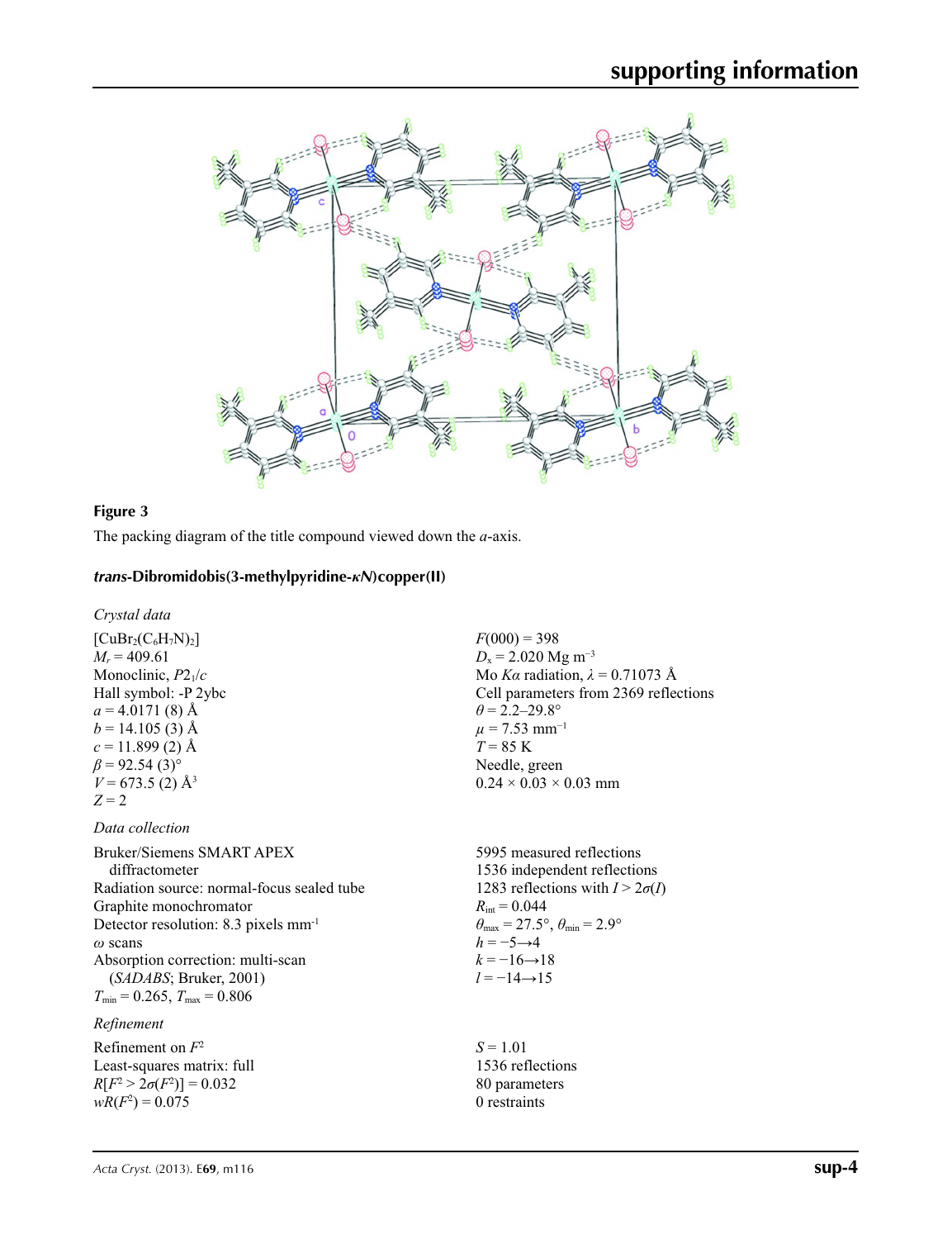**Figure 3**

The packing diagram of the title compound viewed down the *a*-axis.

### *trans*-Dibromidobis(3-methylpyridine-κ*N*)copper(II)

*Crystal data*

$[CuBr_2(C_6H_7N)_2]$
$M_r = 409.61$
Monoclinic, $P2_1/c$
Hall symbol: -P 2ybc
$a = 4.0171$ (8) Å
$b = 14.105$ (3) Å
$c = 11.899$ (2) Å
$\beta = 92.54$ (3)°
$V = 673.5$ (2) Å$^3$
$Z = 2$
$F(000) = 398$
$D_x = 2.020$ Mg m$^{-3}$
Mo $K\alpha$ radiation, $\lambda = 0.71073$ Å
Cell parameters from 2369 reflections
$\theta = 2.2$–$29.8°$
$\mu = 7.53$ mm$^{-1}$
$T = 85$ K
Needle, green
0.24 × 0.03 × 0.03 mm

*Data collection*

Bruker/Siemens SMART APEX diffractometer
Radiation source: normal-focus sealed tube
Graphite monochromator
Detector resolution: 8.3 pixels mm$^{-1}$
$\omega$ scans
Absorption correction: multi-scan (*SADABS*; Bruker, 2001)
$T_{min} = 0.265$, $T_{max} = 0.806$
5995 measured reflections
1536 independent reflections
1283 reflections with $I > 2\sigma(I)$
$R_{int} = 0.044$
$\theta_{max} = 27.5°$, $\theta_{min} = 2.9°$
$h = -5 \rightarrow 4$
$k = -16 \rightarrow 18$
$l = -14 \rightarrow 15$

*Refinement*

Refinement on $F^2$
Least-squares matrix: full
$R[F^2 > 2\sigma(F^2)] = 0.032$
$wR(F^2) = 0.075$
$S = 1.01$
1536 reflections
80 parameters
0 restraints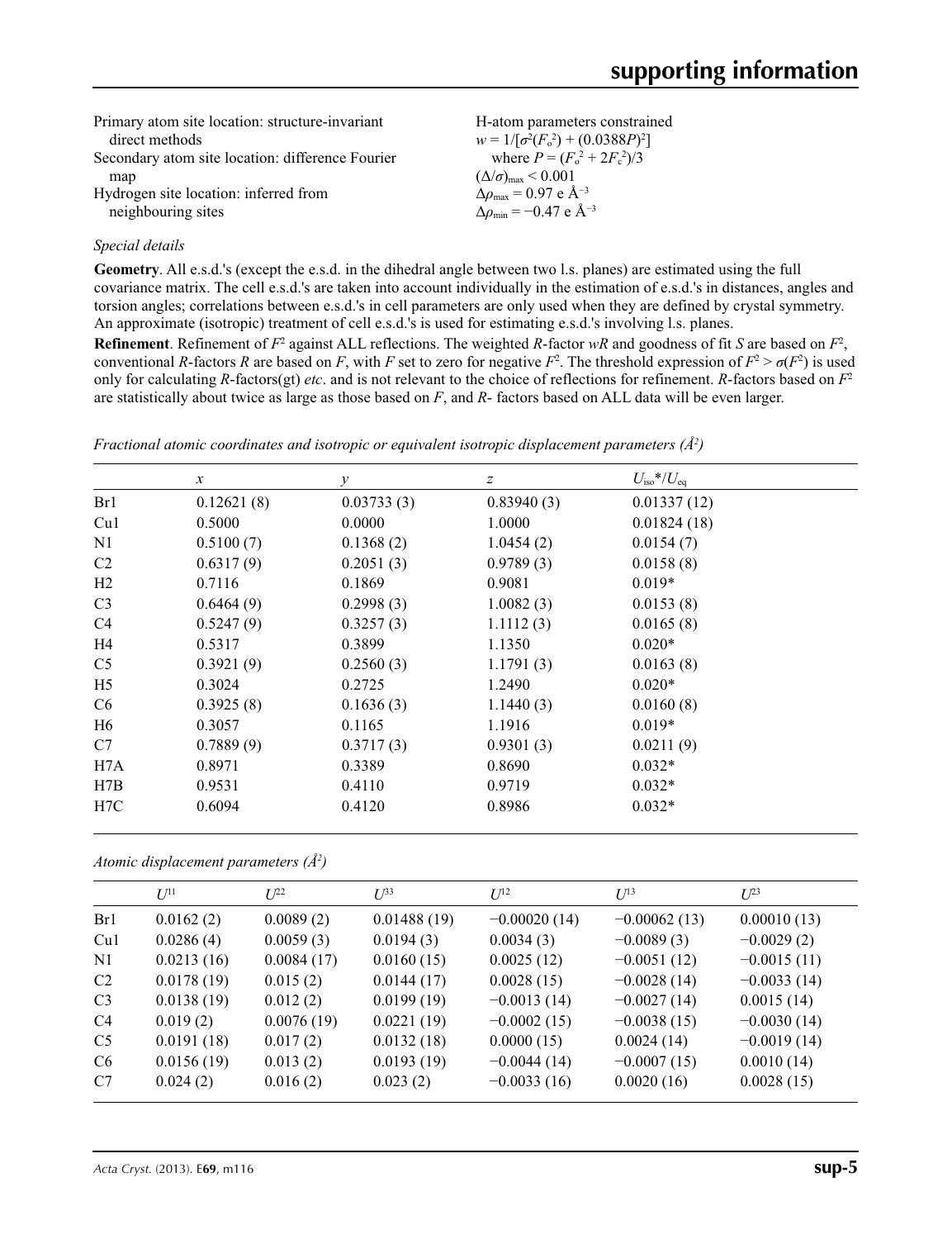Primary atom site location: structure-invariant direct methods
Secondary atom site location: difference Fourier map
Hydrogen site location: inferred from neighbouring sites
H-atom parameters constrained
$w = 1/[\sigma^2(F_o^2) + (0.0388P)^2]$
where $P = (F_o^2 + 2F_c^2)/3$
$(\Delta/\sigma)_{max} < 0.001$
$\Delta\rho_{max} = 0.97$ e Å$^{-3}$
$\Delta\rho_{min} = -0.47$ e Å$^{-3}$

*Special details*

**Geometry**. All e.s.d.'s (except the e.s.d. in the dihedral angle between two l.s. planes) are estimated using the full covariance matrix. The cell e.s.d.'s are taken into account individually in the estimation of e.s.d.'s in distances, angles and torsion angles; correlations between e.s.d.'s in cell parameters are only used when they are defined by crystal symmetry. An approximate (isotropic) treatment of cell e.s.d.'s is used for estimating e.s.d.'s involving l.s. planes.

**Refinement**. Refinement of $F^2$ against ALL reflections. The weighted *R*-factor *wR* and goodness of fit *S* are based on $F^2$, conventional *R*-factors *R* are based on *F*, with *F* set to zero for negative $F^2$. The threshold expression of $F^2 > \sigma(F^2)$ is used only for calculating *R*-factors(gt) *etc*. and is not relevant to the choice of reflections for refinement. *R*-factors based on $F^2$ are statistically about twice as large as those based on *F*, and *R*- factors based on ALL data will be even larger.

*Fractional atomic coordinates and isotropic or equivalent isotropic displacement parameters (Å$^2$)*

| | *x* | *y* | *z* | $U_{iso}$\*/$U_{eq}$ |
|---|---|---|---|---|
| Br1 | 0.12621 (8) | 0.03733 (3) | 0.83940 (3) | 0.01337 (12) |
| Cu1 | 0.5000 | 0.0000 | 1.0000 | 0.01824 (18) |
| N1 | 0.5100 (7) | 0.1368 (2) | 1.0454 (2) | 0.0154 (7) |
| C2 | 0.6317 (9) | 0.2051 (3) | 0.9789 (3) | 0.0158 (8) |
| H2 | 0.7116 | 0.1869 | 0.9081 | 0.019* |
| C3 | 0.6464 (9) | 0.2998 (3) | 1.0082 (3) | 0.0153 (8) |
| C4 | 0.5247 (9) | 0.3257 (3) | 1.1112 (3) | 0.0165 (8) |
| H4 | 0.5317 | 0.3899 | 1.1350 | 0.020* |
| C5 | 0.3921 (9) | 0.2560 (3) | 1.1791 (3) | 0.0163 (8) |
| H5 | 0.3024 | 0.2725 | 1.2490 | 0.020* |
| C6 | 0.3925 (8) | 0.1636 (3) | 1.1440 (3) | 0.0160 (8) |
| H6 | 0.3057 | 0.1165 | 1.1916 | 0.019* |
| C7 | 0.7889 (9) | 0.3717 (3) | 0.9301 (3) | 0.0211 (9) |
| H7A | 0.8971 | 0.3389 | 0.8690 | 0.032* |
| H7B | 0.9531 | 0.4110 | 0.9719 | 0.032* |
| H7C | 0.6094 | 0.4120 | 0.8986 | 0.032* |

*Atomic displacement parameters (Å$^2$)*

| | $U^{11}$ | $U^{22}$ | $U^{33}$ | $U^{12}$ | $U^{13}$ | $U^{23}$ |
|---|---|---|---|---|---|---|
| Br1 | 0.0162 (2) | 0.0089 (2) | 0.01488 (19) | −0.00020 (14) | −0.00062 (13) | 0.00010 (13) |
| Cu1 | 0.0286 (4) | 0.0059 (3) | 0.0194 (3) | 0.0034 (3) | −0.0089 (3) | −0.0029 (2) |
| N1 | 0.0213 (16) | 0.0084 (17) | 0.0160 (15) | 0.0025 (12) | −0.0051 (12) | −0.0015 (11) |
| C2 | 0.0178 (19) | 0.015 (2) | 0.0144 (17) | 0.0028 (15) | −0.0028 (14) | −0.0033 (14) |
| C3 | 0.0138 (19) | 0.012 (2) | 0.0199 (19) | −0.0013 (14) | −0.0027 (14) | 0.0015 (14) |
| C4 | 0.019 (2) | 0.0076 (19) | 0.0221 (19) | −0.0002 (15) | −0.0038 (15) | −0.0030 (14) |
| C5 | 0.0191 (18) | 0.017 (2) | 0.0132 (18) | 0.0000 (15) | 0.0024 (14) | −0.0019 (14) |
| C6 | 0.0156 (19) | 0.013 (2) | 0.0193 (19) | −0.0044 (14) | −0.0007 (15) | 0.0010 (14) |
| C7 | 0.024 (2) | 0.016 (2) | 0.023 (2) | −0.0033 (16) | 0.0020 (16) | 0.0028 (15) |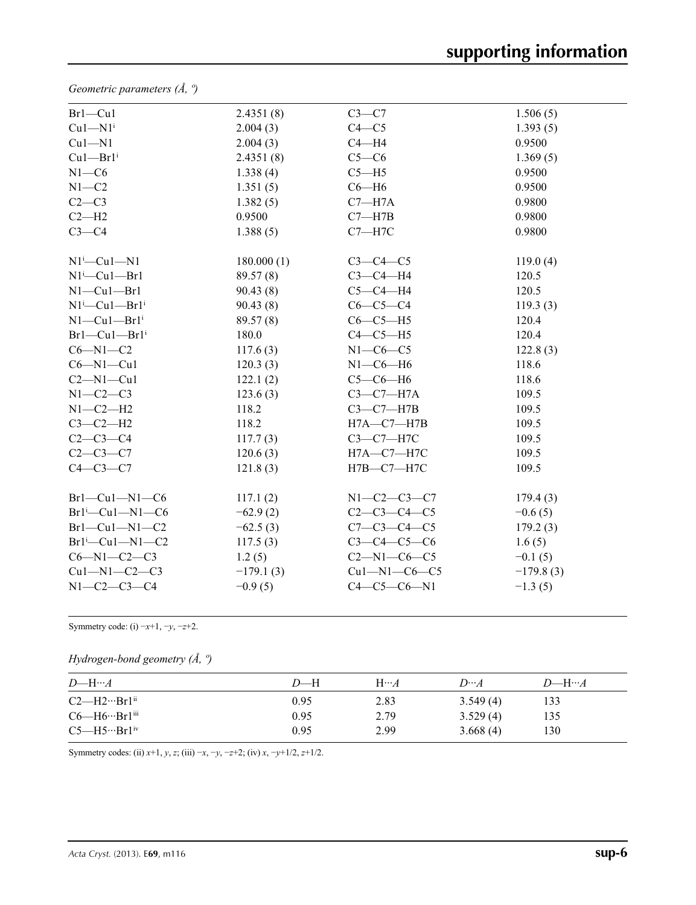*Geometric parameters (Å, º)*

| | | | |
|---|---|---|---|
| Br1—Cu1 | 2.4351 (8) | C3—C7 | 1.506 (5) |
| Cu1—N1[i] | 2.004 (3) | C4—C5 | 1.393 (5) |
| Cu1—N1 | 2.004 (3) | C4—H4 | 0.9500 |
| Cu1—Br1[i] | 2.4351 (8) | C5—C6 | 1.369 (5) |
| N1—C6 | 1.338 (4) | C5—H5 | 0.9500 |
| N1—C2 | 1.351 (5) | C6—H6 | 0.9500 |
| C2—C3 | 1.382 (5) | C7—H7A | 0.9800 |
| C2—H2 | 0.9500 | C7—H7B | 0.9800 |
| C3—C4 | 1.388 (5) | C7—H7C | 0.9800 |
| | | | |
| N1[i]—Cu1—N1 | 180.000 (1) | C3—C4—C5 | 119.0 (4) |
| N1[i]—Cu1—Br1 | 89.57 (8) | C3—C4—H4 | 120.5 |
| N1—Cu1—Br1 | 90.43 (8) | C5—C4—H4 | 120.5 |
| N1[i]—Cu1—Br1[i] | 90.43 (8) | C6—C5—C4 | 119.3 (3) |
| N1—Cu1—Br1[i] | 89.57 (8) | C6—C5—H5 | 120.4 |
| Br1—Cu1—Br1[i] | 180.0 | C4—C5—H5 | 120.4 |
| C6—N1—C2 | 117.6 (3) | N1—C6—C5 | 122.8 (3) |
| C6—N1—Cu1 | 120.3 (3) | N1—C6—H6 | 118.6 |
| C2—N1—Cu1 | 122.1 (2) | C5—C6—H6 | 118.6 |
| N1—C2—C3 | 123.6 (3) | C3—C7—H7A | 109.5 |
| N1—C2—H2 | 118.2 | C3—C7—H7B | 109.5 |
| C3—C2—H2 | 118.2 | H7A—C7—H7B | 109.5 |
| C2—C3—C4 | 117.7 (3) | C3—C7—H7C | 109.5 |
| C2—C3—C7 | 120.6 (3) | H7A—C7—H7C | 109.5 |
| C4—C3—C7 | 121.8 (3) | H7B—C7—H7C | 109.5 |
| | | | |
| Br1—Cu1—N1—C6 | 117.1 (2) | N1—C2—C3—C7 | 179.4 (3) |
| Br1[i]—Cu1—N1—C6 | −62.9 (2) | C2—C3—C4—C5 | −0.6 (5) |
| Br1—Cu1—N1—C2 | −62.5 (3) | C7—C3—C4—C5 | 179.2 (3) |
| Br1[i]—Cu1—N1—C2 | 117.5 (3) | C3—C4—C5—C6 | 1.6 (5) |
| C6—N1—C2—C3 | 1.2 (5) | C2—N1—C6—C5 | −0.1 (5) |
| Cu1—N1—C2—C3 | −179.1 (3) | Cu1—N1—C6—C5 | −179.8 (3) |
| N1—C2—C3—C4 | −0.9 (5) | C4—C5—C6—N1 | −1.3 (5) |

Symmetry code: (i) −*x*+1, −*y*, −*z*+2.

*Hydrogen-bond geometry (Å, º)*

| *D*—H···*A* | *D*—H | H···*A* | *D*···*A* | *D*—H···*A* |
|---|---|---|---|---|
| C2—H2···Br1[ii] | 0.95 | 2.83 | 3.549 (4) | 133 |
| C6—H6···Br1[iii] | 0.95 | 2.79 | 3.529 (4) | 135 |
| C5—H5···Br1[iv] | 0.95 | 2.99 | 3.668 (4) | 130 |

Symmetry codes: (ii) *x*+1, *y*, *z*; (iii) −*x*, −*y*, −*z*+2; (iv) *x*, −*y*+1/2, *z*+1/2.